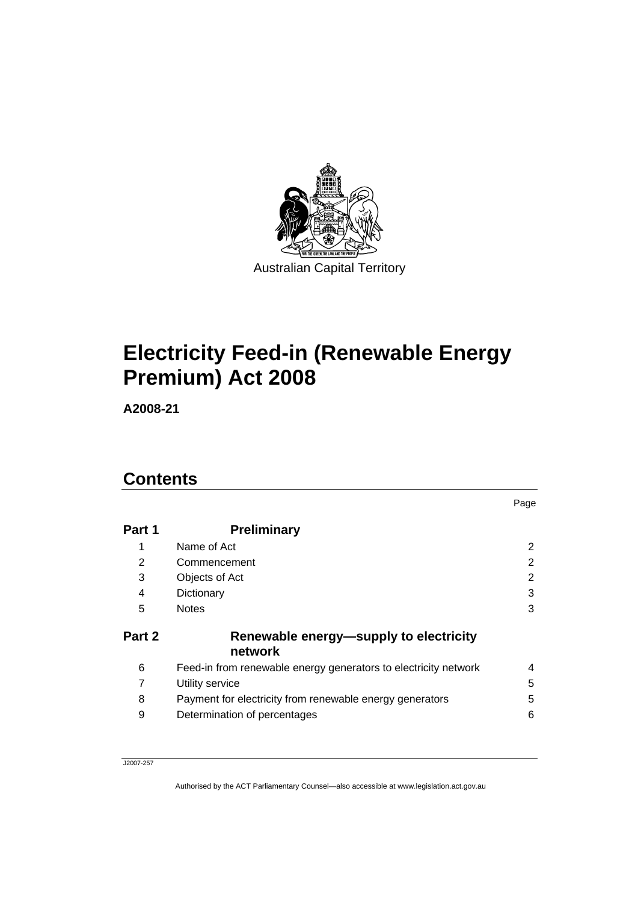Australian Capital Territory

# Electricity Feed-in (Renewable Energy Premium) Act 2008

**A2008-21**

## Contents

| | | Page |
|---|---|---|
| **Part 1** | **Preliminary** | |
| 1 | Name of Act | 2 |
| 2 | Commencement | 2 |
| 3 | Objects of Act | 2 |
| 4 | Dictionary | 3 |
| 5 | Notes | 3 |
| **Part 2** | **Renewable energy—supply to electricity network** | |
| 6 | Feed-in from renewable energy generators to electricity network | 4 |
| 7 | Utility service | 5 |
| 8 | Payment for electricity from renewable energy generators | 5 |
| 9 | Determination of percentages | 6 |

J2007-257

Authorised by the ACT Parliamentary Counsel—also accessible at www.legislation.act.gov.au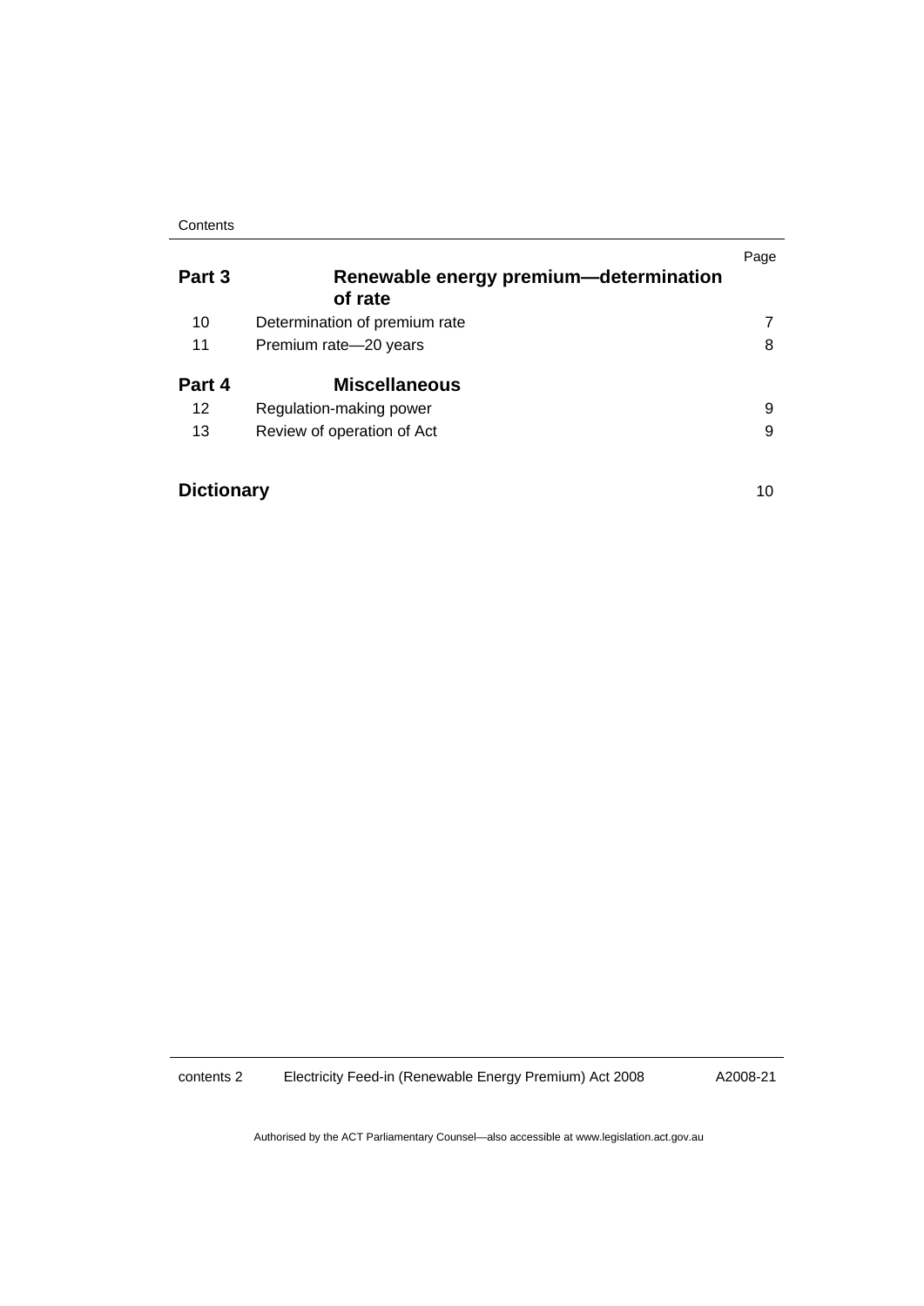| | | Page |
|---|---|---|
| **Part 3** | **Renewable energy premium—determination of rate** | |
| 10 | Determination of premium rate | 7 |
| 11 | Premium rate—20 years | 8 |
| **Part 4** | **Miscellaneous** | |
| 12 | Regulation-making power | 9 |
| 13 | Review of operation of Act | 9 |
| **Dictionary** | | 10 |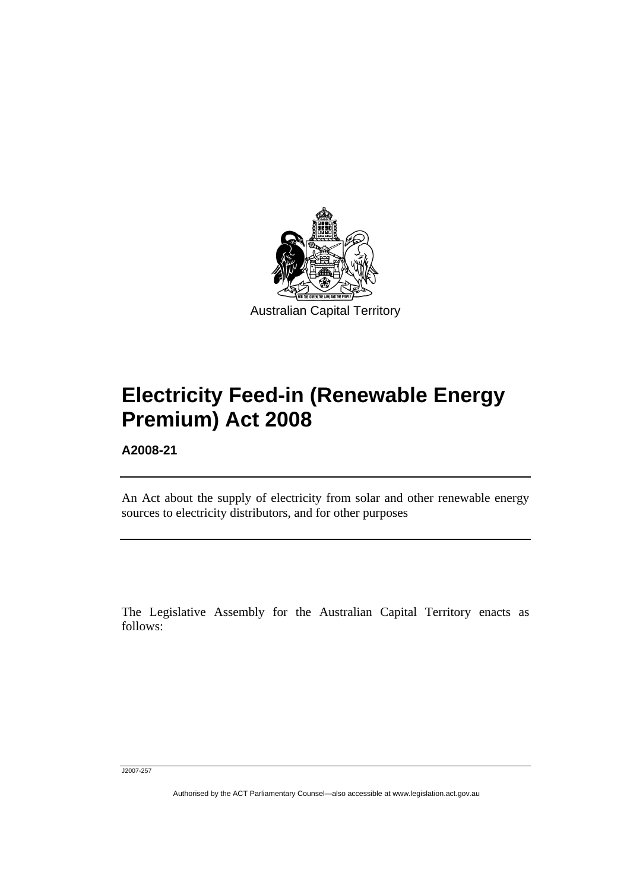Australian Capital Territory

# Electricity Feed-in (Renewable Energy Premium) Act 2008

**A2008-21**

An Act about the supply of electricity from solar and other renewable energy sources to electricity distributors, and for other purposes

The Legislative Assembly for the Australian Capital Territory enacts as follows:

J2007-257

Authorised by the ACT Parliamentary Counsel—also accessible at www.legislation.act.gov.au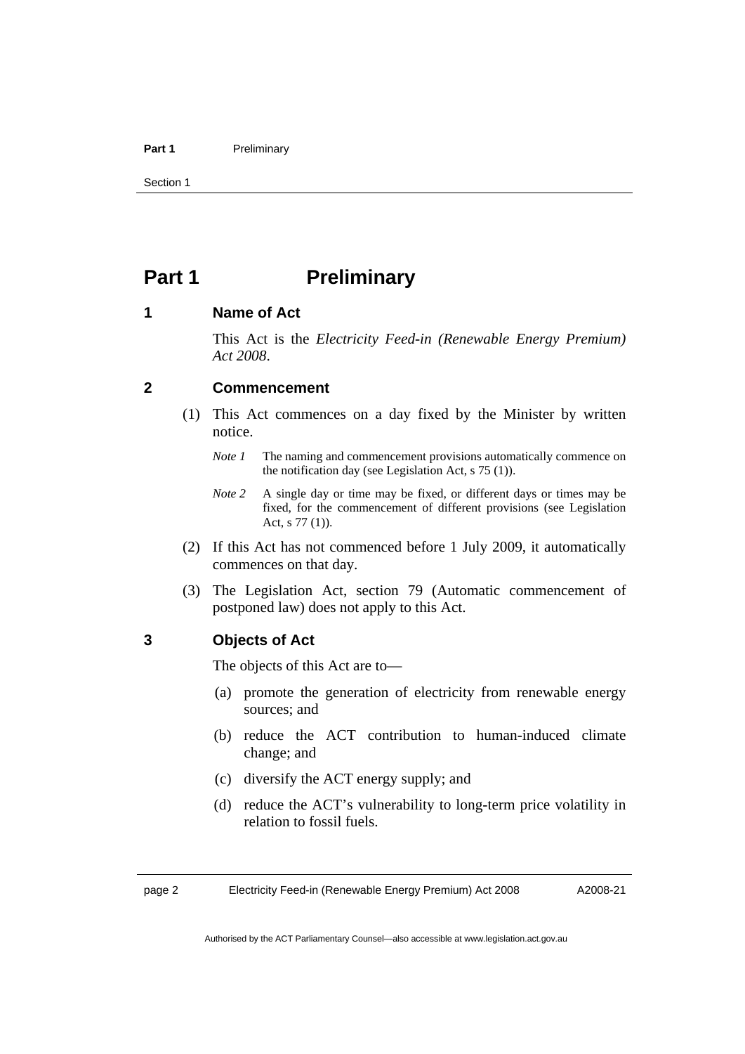# Part 1 Preliminary

## 1 Name of Act

This Act is the *Electricity Feed-in (Renewable Energy Premium) Act 2008*.

## 2 Commencement

(1) This Act commences on a day fixed by the Minister by written notice.

*Note 1* The naming and commencement provisions automatically commence on the notification day (see Legislation Act, s 75 (1)).

*Note 2* A single day or time may be fixed, or different days or times may be fixed, for the commencement of different provisions (see Legislation Act, s 77 (1)).

(2) If this Act has not commenced before 1 July 2009, it automatically commences on that day.

(3) The Legislation Act, section 79 (Automatic commencement of postponed law) does not apply to this Act.

## 3 Objects of Act

The objects of this Act are to—

(a) promote the generation of electricity from renewable energy sources; and

(b) reduce the ACT contribution to human-induced climate change; and

(c) diversify the ACT energy supply; and

(d) reduce the ACT's vulnerability to long-term price volatility in relation to fossil fuels.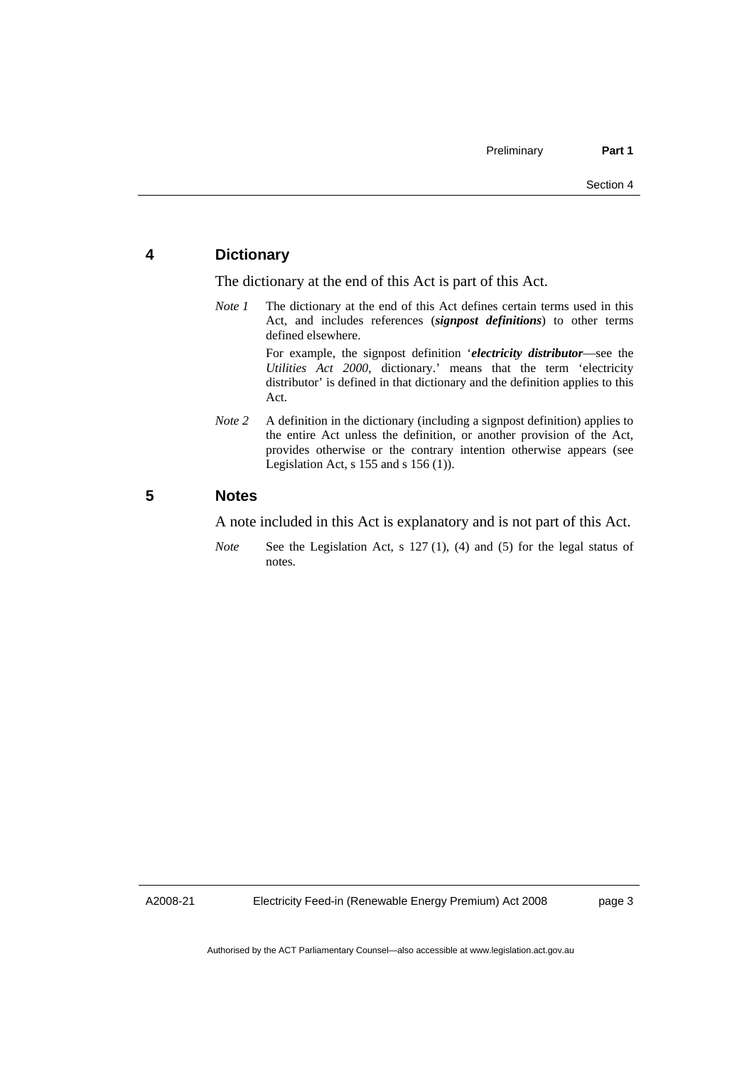## 4 Dictionary

The dictionary at the end of this Act is part of this Act.

*Note 1* The dictionary at the end of this Act defines certain terms used in this Act, and includes references (***signpost definitions***) to other terms defined elsewhere.

For example, the signpost definition '***electricity distributor***—see the *Utilities Act 2000*, dictionary.' means that the term 'electricity distributor' is defined in that dictionary and the definition applies to this Act.

*Note 2* A definition in the dictionary (including a signpost definition) applies to the entire Act unless the definition, or another provision of the Act, provides otherwise or the contrary intention otherwise appears (see Legislation Act, s 155 and s 156 (1)).

## 5 Notes

A note included in this Act is explanatory and is not part of this Act.

*Note* See the Legislation Act, s 127 (1), (4) and (5) for the legal status of notes.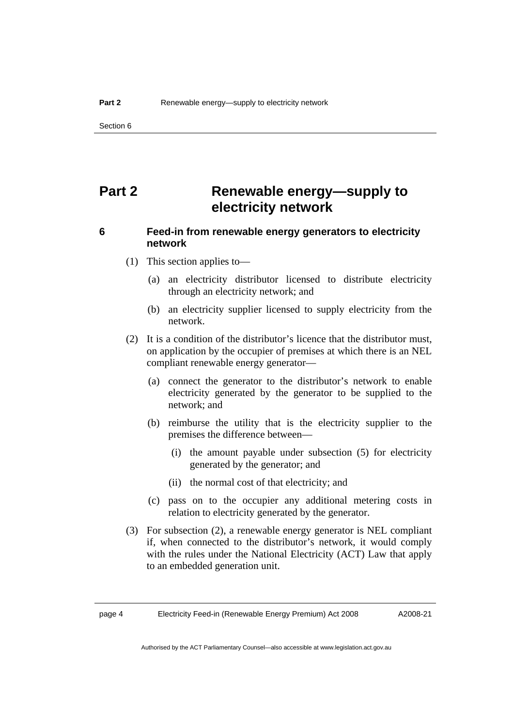# Part 2 Renewable energy—supply to electricity network

## 6 Feed-in from renewable energy generators to electricity network

(1) This section applies to—

(a) an electricity distributor licensed to distribute electricity through an electricity network; and

(b) an electricity supplier licensed to supply electricity from the network.

(2) It is a condition of the distributor's licence that the distributor must, on application by the occupier of premises at which there is an NEL compliant renewable energy generator—

(a) connect the generator to the distributor's network to enable electricity generated by the generator to be supplied to the network; and

(b) reimburse the utility that is the electricity supplier to the premises the difference between—

(i) the amount payable under subsection (5) for electricity generated by the generator; and

(ii) the normal cost of that electricity; and

(c) pass on to the occupier any additional metering costs in relation to electricity generated by the generator.

(3) For subsection (2), a renewable energy generator is NEL compliant if, when connected to the distributor's network, it would comply with the rules under the National Electricity (ACT) Law that apply to an embedded generation unit.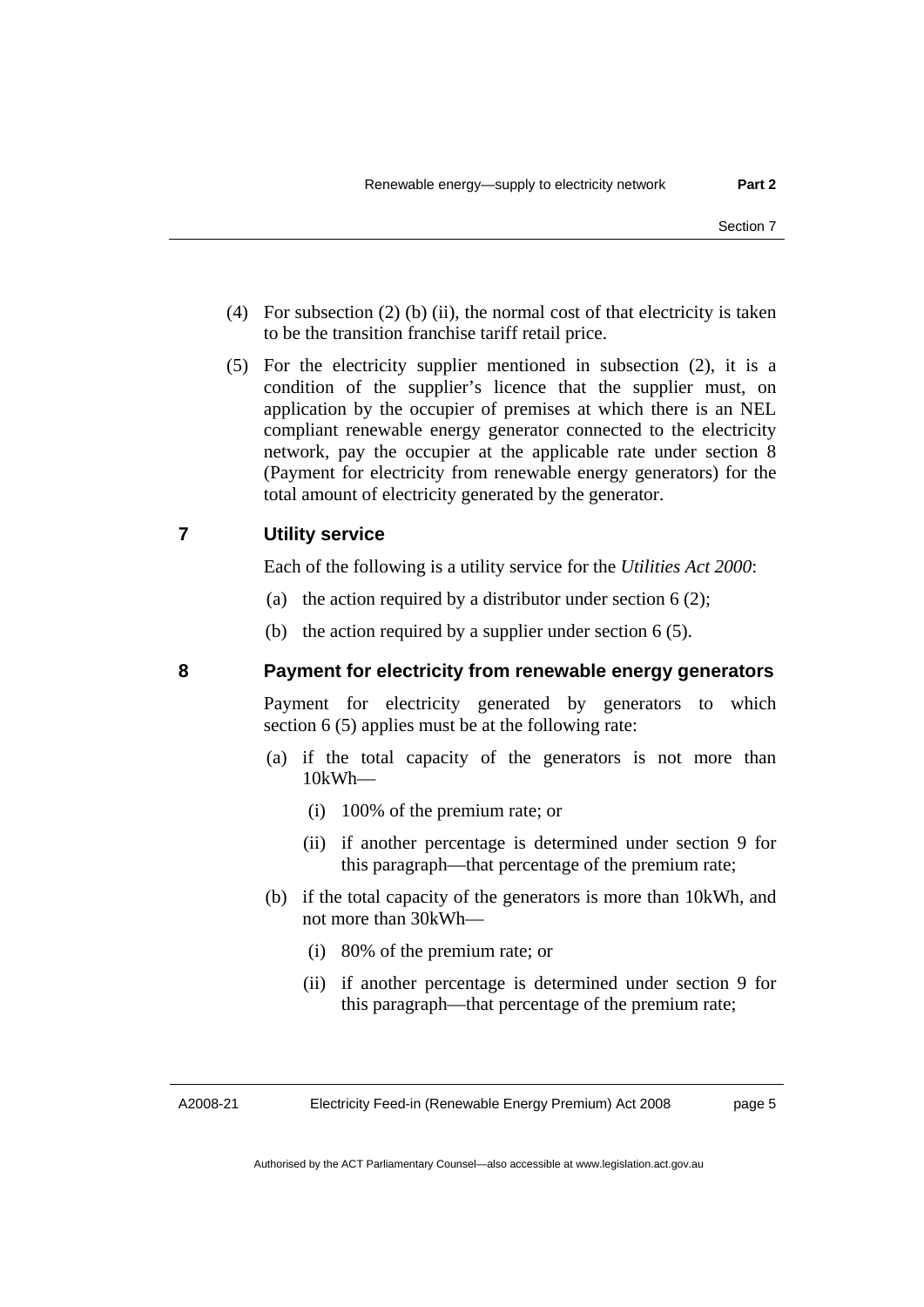(4) For subsection (2) (b) (ii), the normal cost of that electricity is taken to be the transition franchise tariff retail price.

(5) For the electricity supplier mentioned in subsection (2), it is a condition of the supplier's licence that the supplier must, on application by the occupier of premises at which there is an NEL compliant renewable energy generator connected to the electricity network, pay the occupier at the applicable rate under section 8 (Payment for electricity from renewable energy generators) for the total amount of electricity generated by the generator.

## 7 Utility service

Each of the following is a utility service for the *Utilities Act 2000*:

(a) the action required by a distributor under section 6 (2);

(b) the action required by a supplier under section 6 (5).

## 8 Payment for electricity from renewable energy generators

Payment for electricity generated by generators to which section 6 (5) applies must be at the following rate:

(a) if the total capacity of the generators is not more than 10kWh—

   (i) 100% of the premium rate; or

   (ii) if another percentage is determined under section 9 for this paragraph—that percentage of the premium rate;

(b) if the total capacity of the generators is more than 10kWh, and not more than 30kWh—

   (i) 80% of the premium rate; or

   (ii) if another percentage is determined under section 9 for this paragraph—that percentage of the premium rate;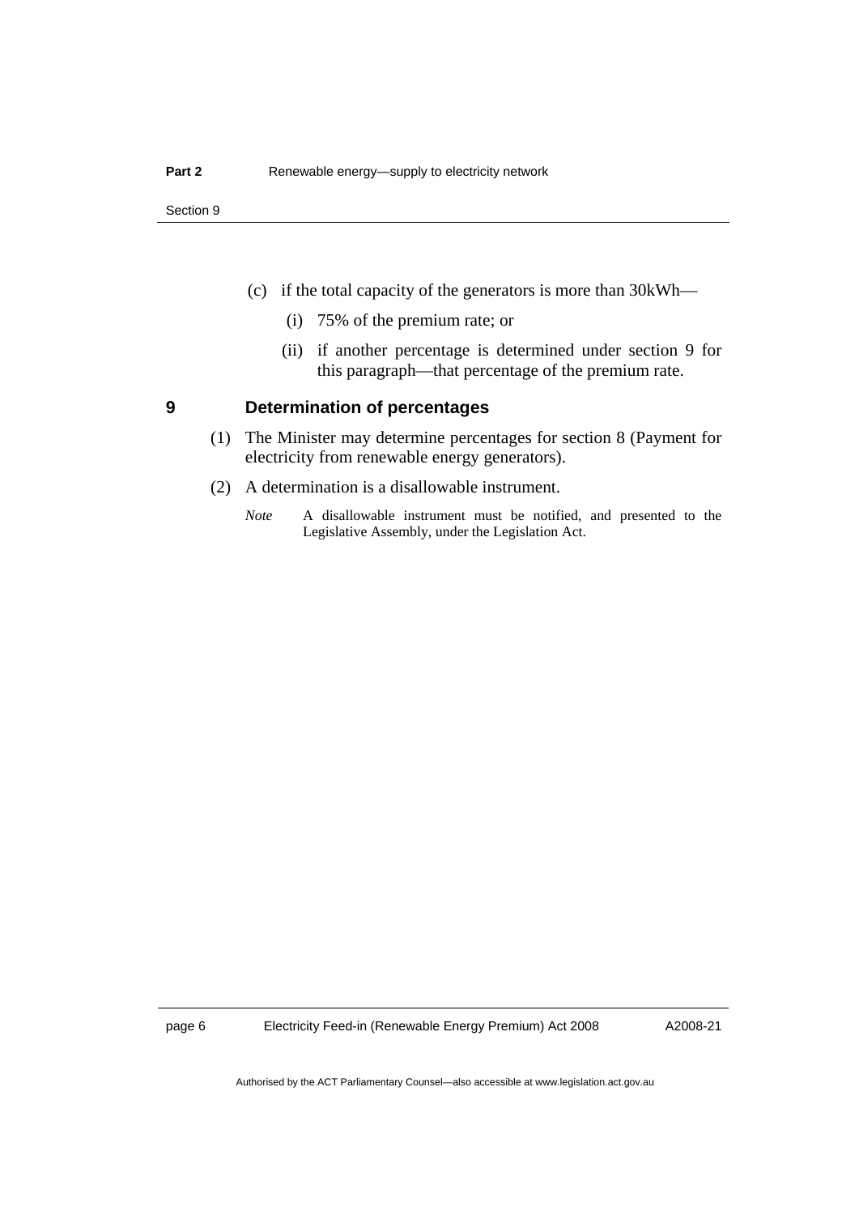(c) if the total capacity of the generators is more than 30kWh—

(i) 75% of the premium rate; or

(ii) if another percentage is determined under section 9 for this paragraph—that percentage of the premium rate.

## 9 Determination of percentages

(1) The Minister may determine percentages for section 8 (Payment for electricity from renewable energy generators).

(2) A determination is a disallowable instrument.

*Note* A disallowable instrument must be notified, and presented to the Legislative Assembly, under the Legislation Act.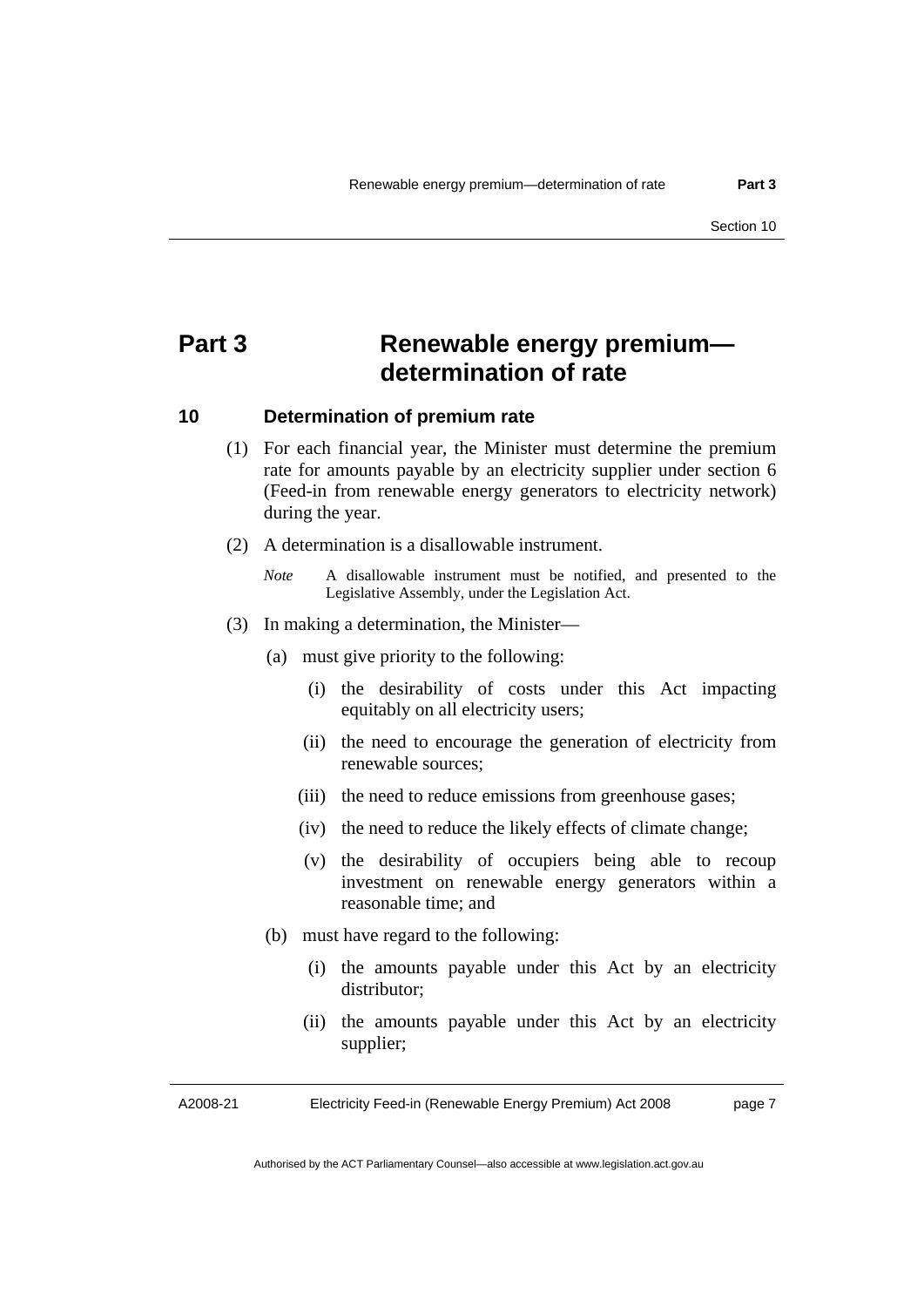# Part 3 Renewable energy premium—determination of rate

## 10 Determination of premium rate

(1) For each financial year, the Minister must determine the premium rate for amounts payable by an electricity supplier under section 6 (Feed-in from renewable energy generators to electricity network) during the year.

(2) A determination is a disallowable instrument.

*Note* A disallowable instrument must be notified, and presented to the Legislative Assembly, under the Legislation Act.

(3) In making a determination, the Minister—

(a) must give priority to the following:

(i) the desirability of costs under this Act impacting equitably on all electricity users;

(ii) the need to encourage the generation of electricity from renewable sources;

(iii) the need to reduce emissions from greenhouse gases;

(iv) the need to reduce the likely effects of climate change;

(v) the desirability of occupiers being able to recoup investment on renewable energy generators within a reasonable time; and

(b) must have regard to the following:

(i) the amounts payable under this Act by an electricity distributor;

(ii) the amounts payable under this Act by an electricity supplier;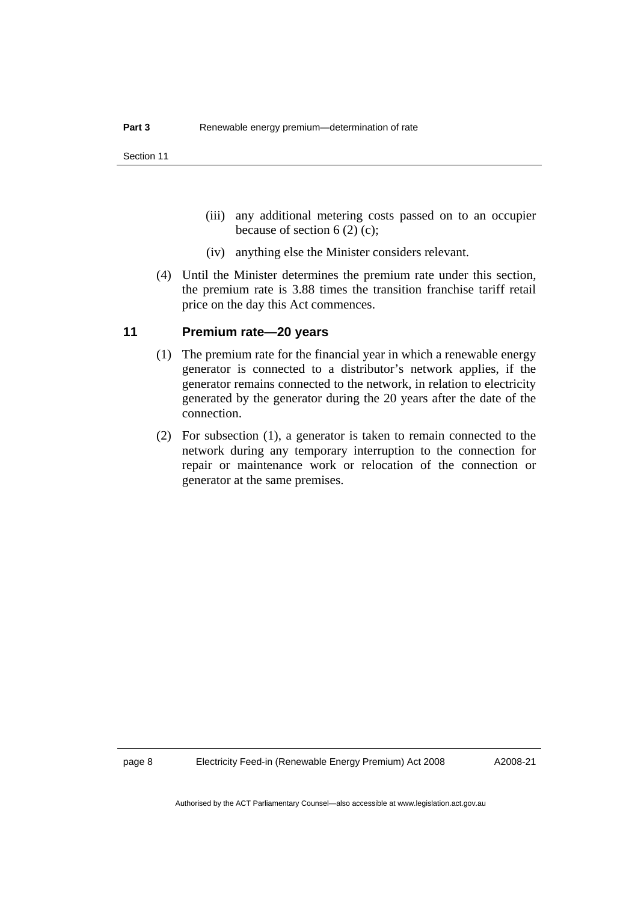(iii) any additional metering costs passed on to an occupier because of section 6 (2) (c);

(iv) anything else the Minister considers relevant.

(4) Until the Minister determines the premium rate under this section, the premium rate is 3.88 times the transition franchise tariff retail price on the day this Act commences.

### 11 Premium rate—20 years

(1) The premium rate for the financial year in which a renewable energy generator is connected to a distributor's network applies, if the generator remains connected to the network, in relation to electricity generated by the generator during the 20 years after the date of the connection.

(2) For subsection (1), a generator is taken to remain connected to the network during any temporary interruption to the connection for repair or maintenance work or relocation of the connection or generator at the same premises.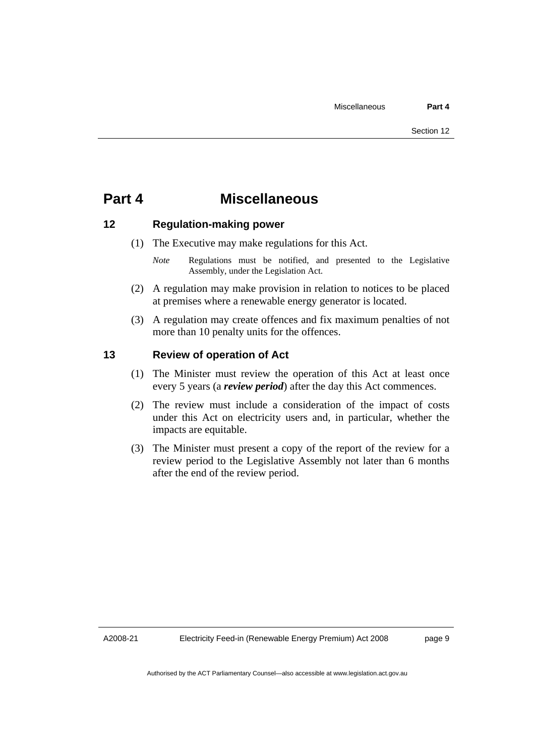# Part 4 Miscellaneous

## 12 Regulation-making power

(1) The Executive may make regulations for this Act.

*Note* Regulations must be notified, and presented to the Legislative Assembly, under the Legislation Act.

(2) A regulation may make provision in relation to notices to be placed at premises where a renewable energy generator is located.

(3) A regulation may create offences and fix maximum penalties of not more than 10 penalty units for the offences.

## 13 Review of operation of Act

(1) The Minister must review the operation of this Act at least once every 5 years (a ***review period***) after the day this Act commences.

(2) The review must include a consideration of the impact of costs under this Act on electricity users and, in particular, whether the impacts are equitable.

(3) The Minister must present a copy of the report of the review for a review period to the Legislative Assembly not later than 6 months after the end of the review period.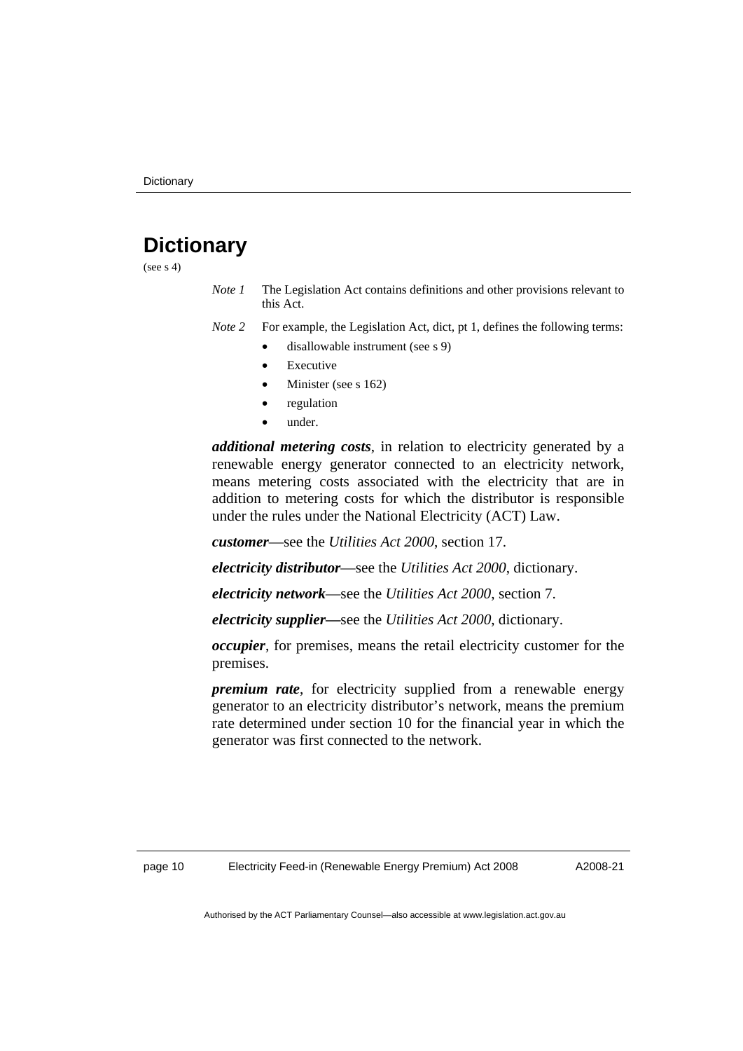# Dictionary

(see s 4)

*Note 1* The Legislation Act contains definitions and other provisions relevant to this Act.

*Note 2* For example, the Legislation Act, dict, pt 1, defines the following terms:

- disallowable instrument (see s 9)
- Executive
- Minister (see s 162)
- regulation
- under.

***additional metering costs***, in relation to electricity generated by a renewable energy generator connected to an electricity network, means metering costs associated with the electricity that are in addition to metering costs for which the distributor is responsible under the rules under the National Electricity (ACT) Law.

***customer***—see the *Utilities Act 2000*, section 17.

***electricity distributor***—see the *Utilities Act 2000*, dictionary.

***electricity network***—see the *Utilities Act 2000*, section 7.

***electricity supplier—***see the *Utilities Act 2000*, dictionary.

***occupier***, for premises, means the retail electricity customer for the premises.

***premium rate***, for electricity supplied from a renewable energy generator to an electricity distributor's network, means the premium rate determined under section 10 for the financial year in which the generator was first connected to the network.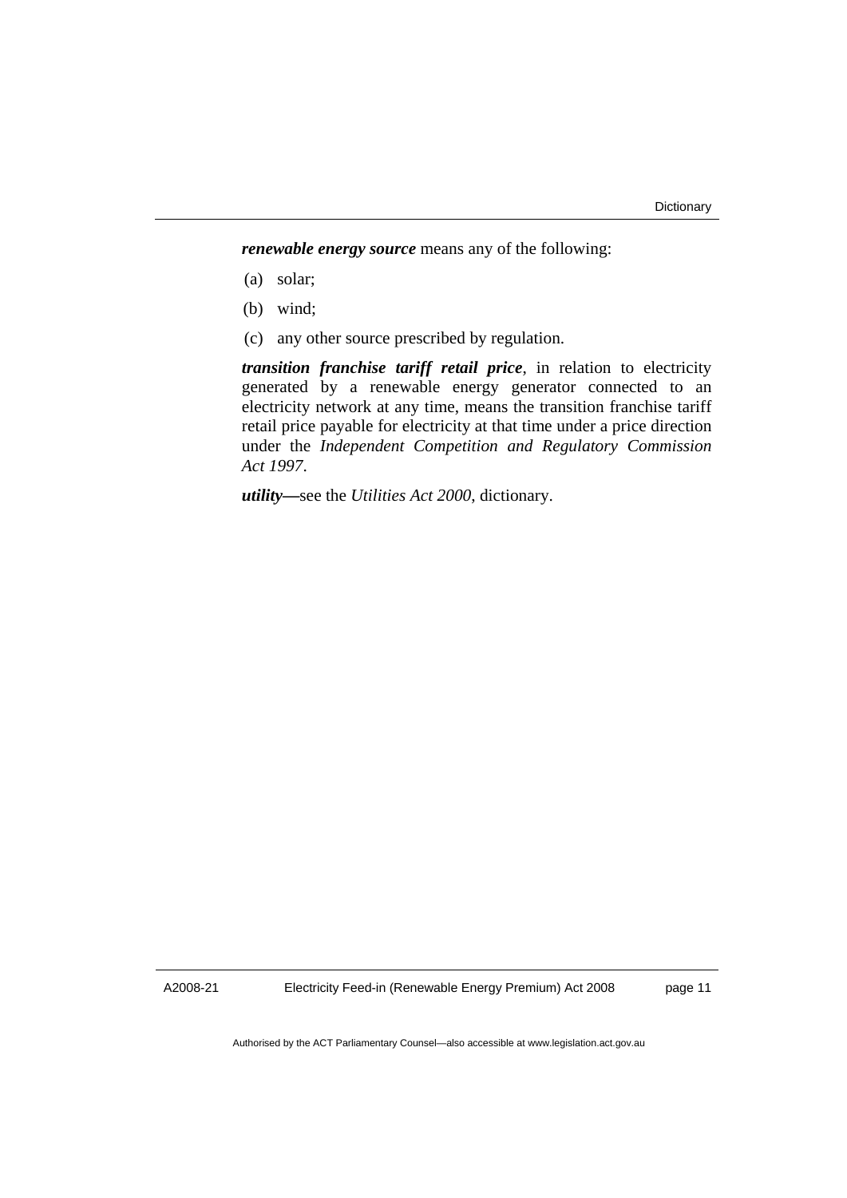***renewable energy source*** means any of the following:

(a) solar;

(b) wind;

(c) any other source prescribed by regulation.

***transition franchise tariff retail price***, in relation to electricity generated by a renewable energy generator connected to an electricity network at any time, means the transition franchise tariff retail price payable for electricity at that time under a price direction under the *Independent Competition and Regulatory Commission Act 1997*.

***utility***—see the *Utilities Act 2000*, dictionary.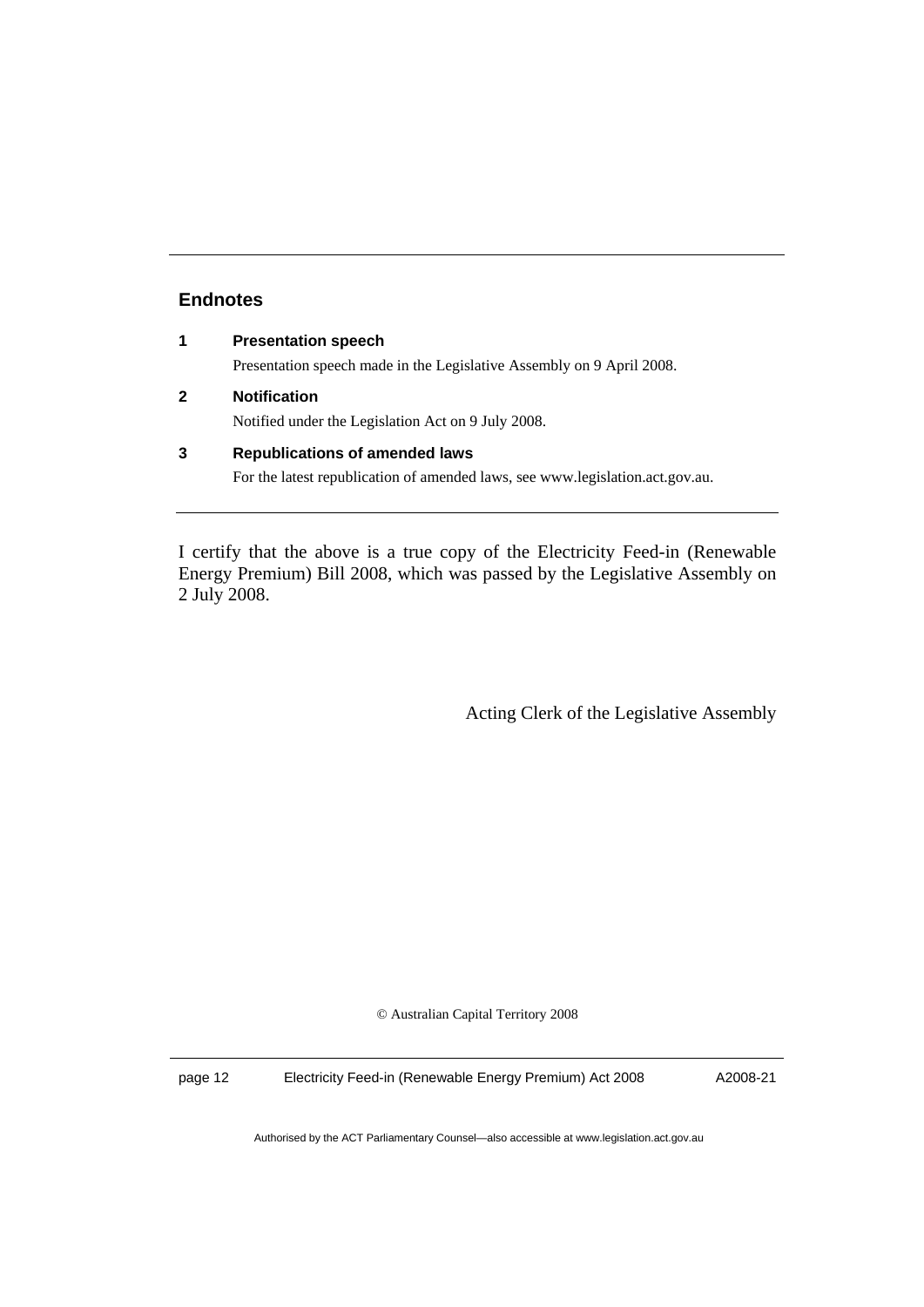## Endnotes

**1 Presentation speech**

Presentation speech made in the Legislative Assembly on 9 April 2008.

**2 Notification**

Notified under the Legislation Act on 9 July 2008.

**3 Republications of amended laws**

For the latest republication of amended laws, see www.legislation.act.gov.au.

I certify that the above is a true copy of the Electricity Feed-in (Renewable Energy Premium) Bill 2008, which was passed by the Legislative Assembly on 2 July 2008.

Acting Clerk of the Legislative Assembly

© Australian Capital Territory 2008